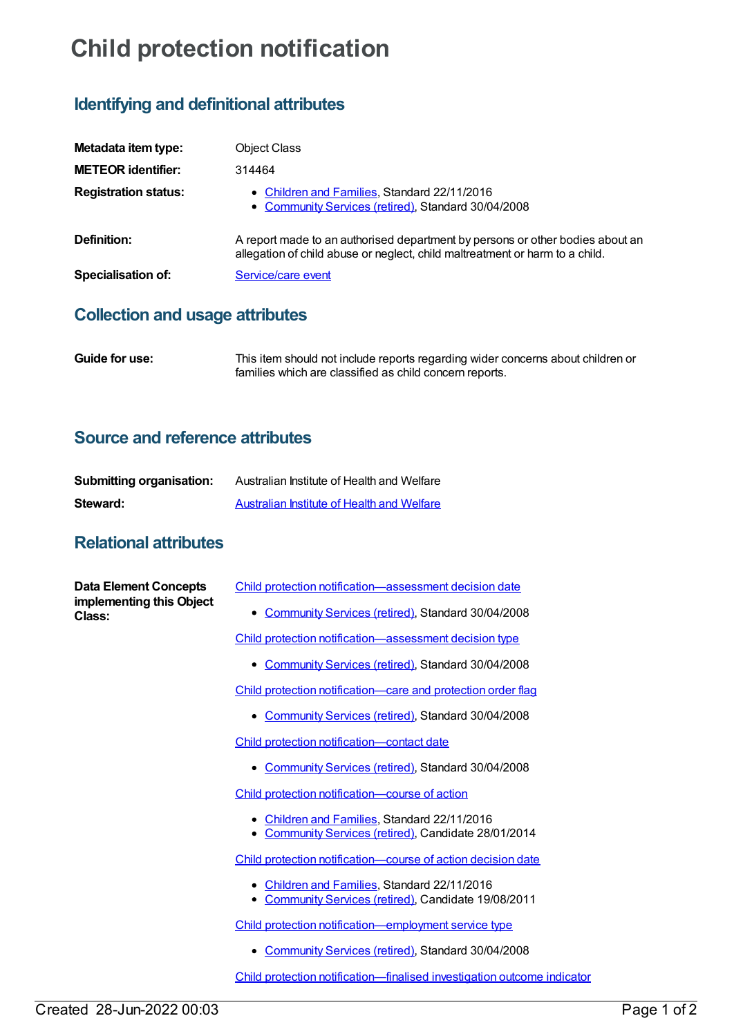# Child protection notification

## Identifying and definitional attributes

**Metadata item type:** Object Class

**METEOR identifier:** 314464

**Registration status:**
- Children and Families, Standard 22/11/2016
- Community Services (retired), Standard 30/04/2008

**Definition:** A report made to an authorised department by persons or other bodies about an allegation of child abuse or neglect, child maltreatment or harm to a child.

**Specialisation of:** Service/care event

## Collection and usage attributes

**Guide for use:** This item should not include reports regarding wider concerns about children or families which are classified as child concern reports.

## Source and reference attributes

**Submitting organisation:** Australian Institute of Health and Welfare

**Steward:** Australian Institute of Health and Welfare

## Relational attributes

**Data Element Concepts implementing this Object Class:**

Child protection notification—assessment decision date
- Community Services (retired), Standard 30/04/2008

Child protection notification—assessment decision type
- Community Services (retired), Standard 30/04/2008

Child protection notification—care and protection order flag
- Community Services (retired), Standard 30/04/2008

Child protection notification—contact date
- Community Services (retired), Standard 30/04/2008

Child protection notification—course of action
- Children and Families, Standard 22/11/2016
- Community Services (retired), Candidate 28/01/2014

Child protection notification—course of action decision date
- Children and Families, Standard 22/11/2016
- Community Services (retired), Candidate 19/08/2011

Child protection notification—employment service type
- Community Services (retired), Standard 30/04/2008

Child protection notification—finalised investigation outcome indicator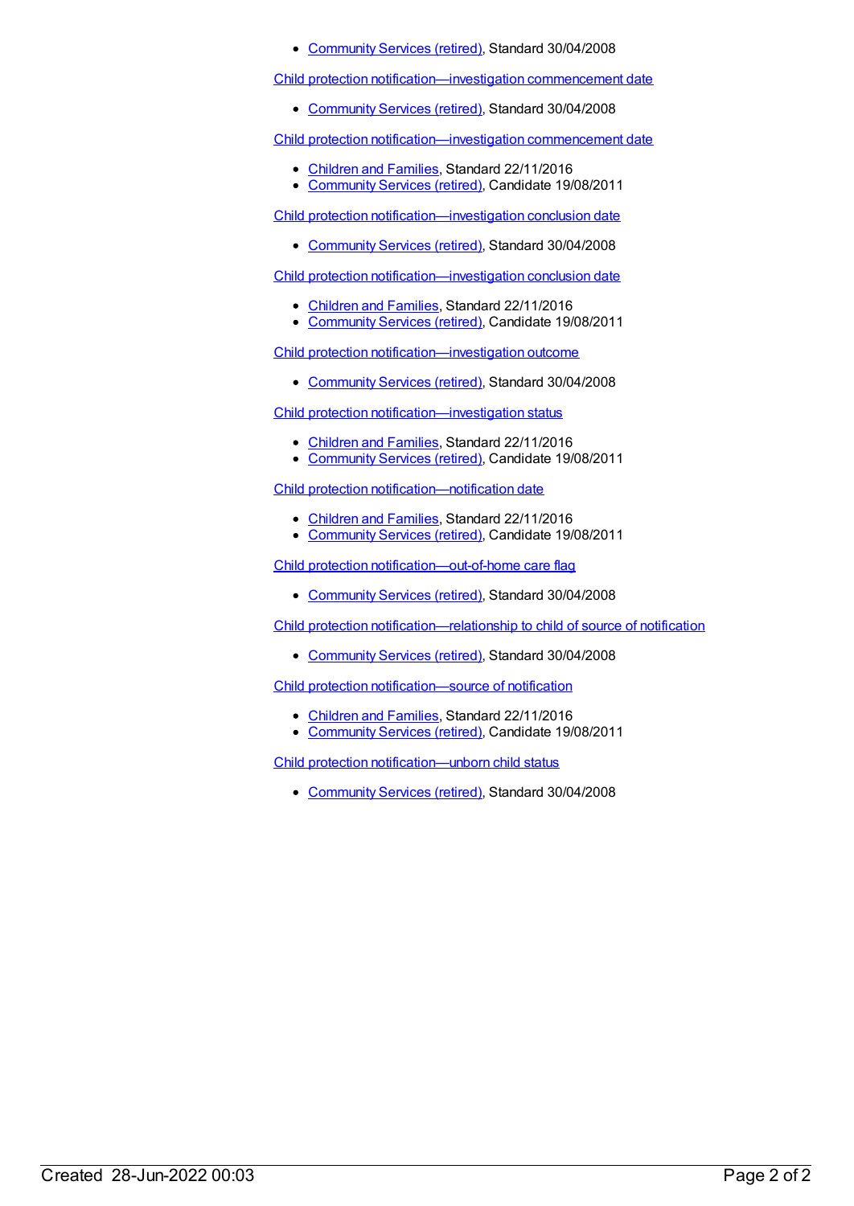- Community Services (retired), Standard 30/04/2008

Child protection notification—investigation commencement date

- Community Services (retired), Standard 30/04/2008

Child protection notification—investigation commencement date

- Children and Families, Standard 22/11/2016
- Community Services (retired), Candidate 19/08/2011

Child protection notification—investigation conclusion date

- Community Services (retired), Standard 30/04/2008

Child protection notification—investigation conclusion date

- Children and Families, Standard 22/11/2016
- Community Services (retired), Candidate 19/08/2011

Child protection notification—investigation outcome

- Community Services (retired), Standard 30/04/2008

Child protection notification—investigation status

- Children and Families, Standard 22/11/2016
- Community Services (retired), Candidate 19/08/2011

Child protection notification—notification date

- Children and Families, Standard 22/11/2016
- Community Services (retired), Candidate 19/08/2011

Child protection notification—out-of-home care flag

- Community Services (retired), Standard 30/04/2008

Child protection notification—relationship to child of source of notification

- Community Services (retired), Standard 30/04/2008

Child protection notification—source of notification

- Children and Families, Standard 22/11/2016
- Community Services (retired), Candidate 19/08/2011

Child protection notification—unborn child status

- Community Services (retired), Standard 30/04/2008